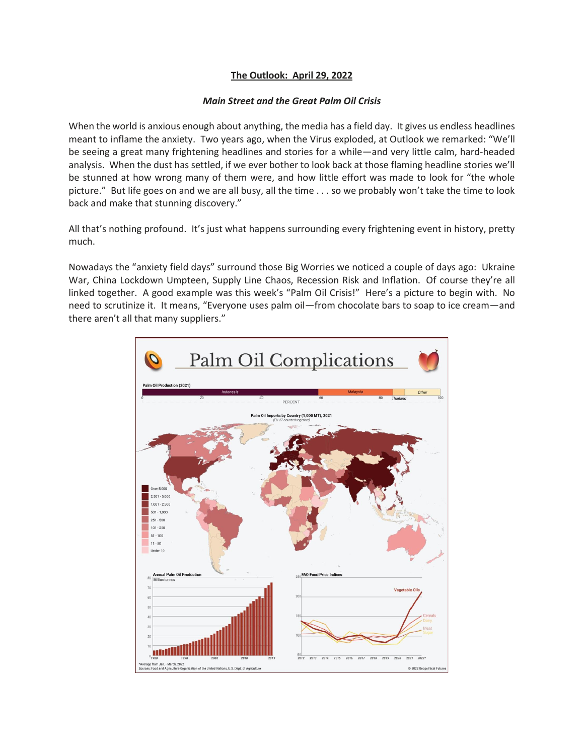# The Outlook: April 29, 2022

## *Main Street and the Great Palm Oil Crisis*

When the world is anxious enough about anything, the media has a field day. It gives us endless headlines meant to inflame the anxiety. Two years ago, when the Virus exploded, at Outlook we remarked: "We'll be seeing a great many frightening headlines and stories for a while—and very little calm, hard-headed analysis. When the dust has settled, if we ever bother to look back at those flaming headline stories we'll be stunned at how wrong many of them were, and how little effort was made to look for "the whole picture." But life goes on and we are all busy, all the time . . . so we probably won't take the time to look back and make that stunning discovery."

All that's nothing profound. It's just what happens surrounding every frightening event in history, pretty much.

Nowadays the "anxiety field days" surround those Big Worries we noticed a couple of days ago: Ukraine War, China Lockdown Umpteen, Supply Line Chaos, Recession Risk and Inflation. Of course they're all linked together. A good example was this week's "Palm Oil Crisis!" Here's a picture to begin with. No need to scrutinize it. It means, "Everyone uses palm oil—from chocolate bars to soap to ice cream—and there aren't all that many suppliers."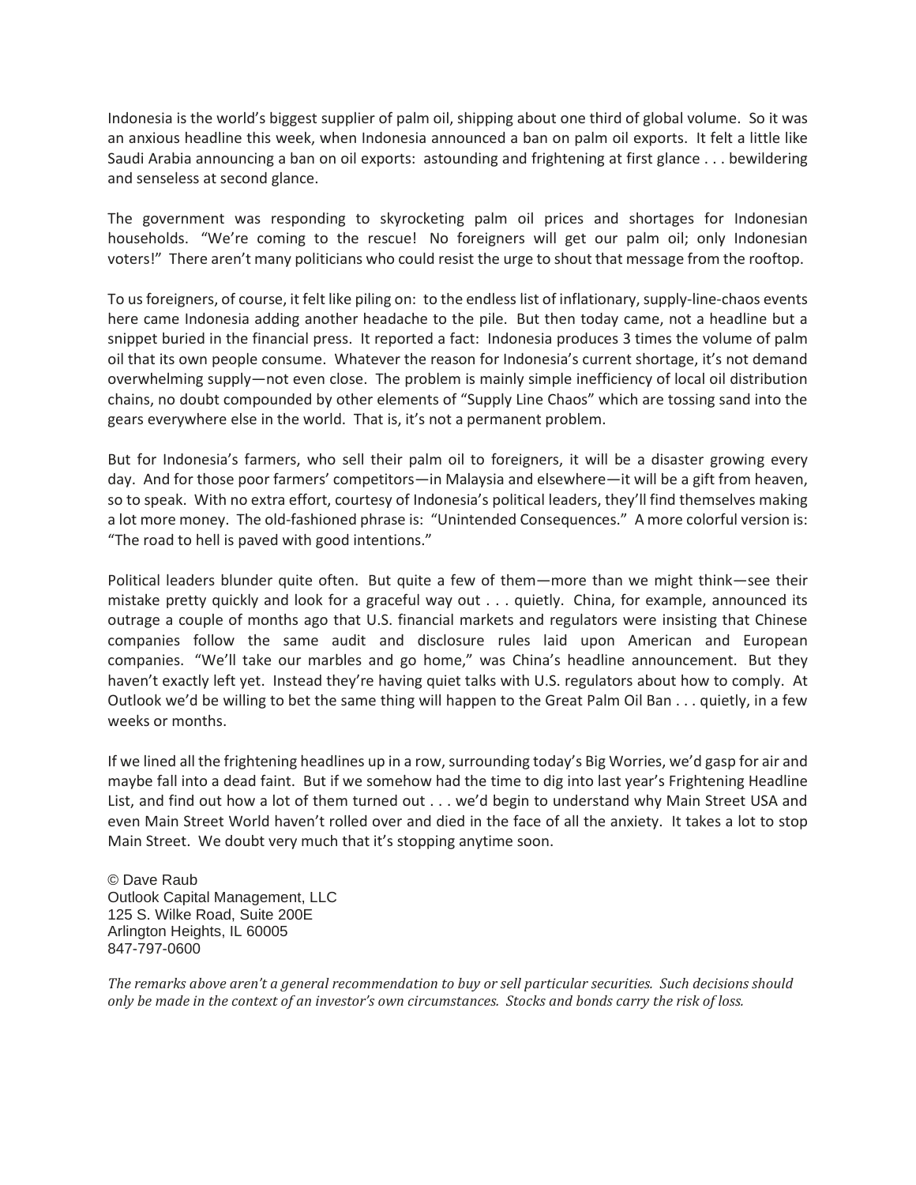Indonesia is the world's biggest supplier of palm oil, shipping about one third of global volume. So it was an anxious headline this week, when Indonesia announced a ban on palm oil exports. It felt a little like Saudi Arabia announcing a ban on oil exports: astounding and frightening at first glance . . . bewildering and senseless at second glance.

The government was responding to skyrocketing palm oil prices and shortages for Indonesian households. "We're coming to the rescue! No foreigners will get our palm oil; only Indonesian voters!" There aren't many politicians who could resist the urge to shout that message from the rooftop.

To us foreigners, of course, it felt like piling on: to the endless list of inflationary, supply-line-chaos events here came Indonesia adding another headache to the pile. But then today came, not a headline but a snippet buried in the financial press. It reported a fact: Indonesia produces 3 times the volume of palm oil that its own people consume. Whatever the reason for Indonesia's current shortage, it's not demand overwhelming supply—not even close. The problem is mainly simple inefficiency of local oil distribution chains, no doubt compounded by other elements of "Supply Line Chaos" which are tossing sand into the gears everywhere else in the world. That is, it's not a permanent problem.

But for Indonesia's farmers, who sell their palm oil to foreigners, it will be a disaster growing every day. And for those poor farmers' competitors—in Malaysia and elsewhere—it will be a gift from heaven, so to speak. With no extra effort, courtesy of Indonesia's political leaders, they'll find themselves making a lot more money. The old-fashioned phrase is: "Unintended Consequences." A more colorful version is: "The road to hell is paved with good intentions."

Political leaders blunder quite often. But quite a few of them—more than we might think—see their mistake pretty quickly and look for a graceful way out . . . quietly. China, for example, announced its outrage a couple of months ago that U.S. financial markets and regulators were insisting that Chinese companies follow the same audit and disclosure rules laid upon American and European companies. "We'll take our marbles and go home," was China's headline announcement. But they haven't exactly left yet. Instead they're having quiet talks with U.S. regulators about how to comply. At Outlook we'd be willing to bet the same thing will happen to the Great Palm Oil Ban . . . quietly, in a few weeks or months.

If we lined all the frightening headlines up in a row, surrounding today's Big Worries, we'd gasp for air and maybe fall into a dead faint. But if we somehow had the time to dig into last year's Frightening Headline List, and find out how a lot of them turned out . . . we'd begin to understand why Main Street USA and even Main Street World haven't rolled over and died in the face of all the anxiety. It takes a lot to stop Main Street. We doubt very much that it's stopping anytime soon.

© Dave Raub
Outlook Capital Management, LLC
125 S. Wilke Road, Suite 200E
Arlington Heights, IL 60005
847-797-0600

*The remarks above aren't a general recommendation to buy or sell particular securities. Such decisions should only be made in the context of an investor's own circumstances. Stocks and bonds carry the risk of loss.*